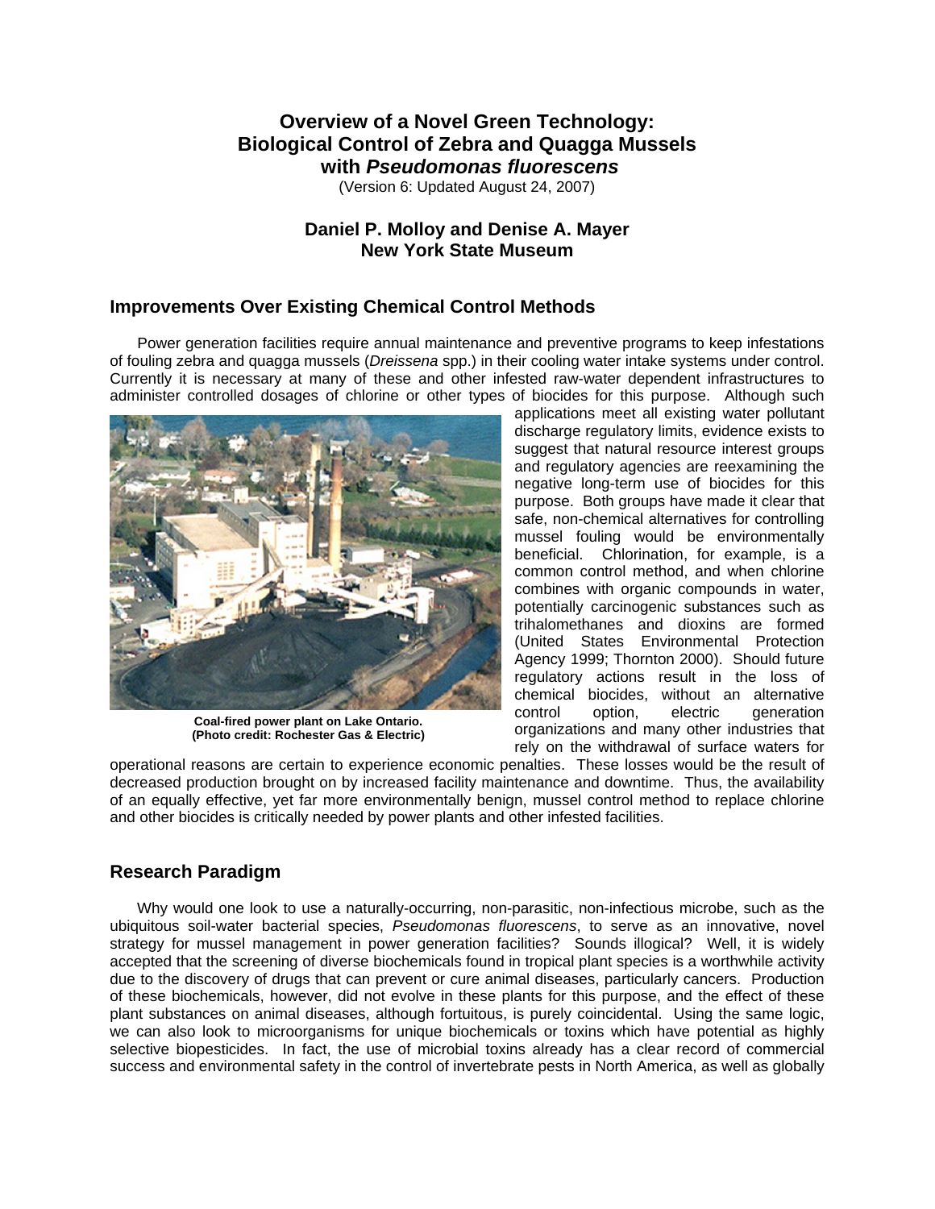# Overview of a Novel Green Technology: Biological Control of Zebra and Quagga Mussels with *Pseudomonas fluorescens*

(Version 6: Updated August 24, 2007)

**Daniel P. Molloy and Denise A. Mayer**
**New York State Museum**

## Improvements Over Existing Chemical Control Methods

Power generation facilities require annual maintenance and preventive programs to keep infestations of fouling zebra and quagga mussels (*Dreissena* spp.) in their cooling water intake systems under control. Currently it is necessary at many of these and other infested raw-water dependent infrastructures to administer controlled dosages of chlorine or other types of biocides for this purpose. Although such applications meet all existing water pollutant discharge regulatory limits, evidence exists to suggest that natural resource interest groups and regulatory agencies are reexamining the negative long-term use of biocides for this purpose. Both groups have made it clear that safe, non-chemical alternatives for controlling mussel fouling would be environmentally beneficial. Chlorination, for example, is a common control method, and when chlorine combines with organic compounds in water, potentially carcinogenic substances such as trihalomethanes and dioxins are formed (United States Environmental Protection Agency 1999; Thornton 2000). Should future regulatory actions result in the loss of chemical biocides, without an alternative control option, electric generation organizations and many other industries that rely on the withdrawal of surface waters for operational reasons are certain to experience economic penalties. These losses would be the result of decreased production brought on by increased facility maintenance and downtime. Thus, the availability of an equally effective, yet far more environmentally benign, mussel control method to replace chlorine and other biocides is critically needed by power plants and other infested facilities.

**Coal-fired power plant on Lake Ontario.**
**(Photo credit: Rochester Gas & Electric)**

## Research Paradigm

Why would one look to use a naturally-occurring, non-parasitic, non-infectious microbe, such as the ubiquitous soil-water bacterial species, *Pseudomonas fluorescens*, to serve as an innovative, novel strategy for mussel management in power generation facilities? Sounds illogical? Well, it is widely accepted that the screening of diverse biochemicals found in tropical plant species is a worthwhile activity due to the discovery of drugs that can prevent or cure animal diseases, particularly cancers. Production of these biochemicals, however, did not evolve in these plants for this purpose, and the effect of these plant substances on animal diseases, although fortuitous, is purely coincidental. Using the same logic, we can also look to microorganisms for unique biochemicals or toxins which have potential as highly selective biopesticides. In fact, the use of microbial toxins already has a clear record of commercial success and environmental safety in the control of invertebrate pests in North America, as well as globally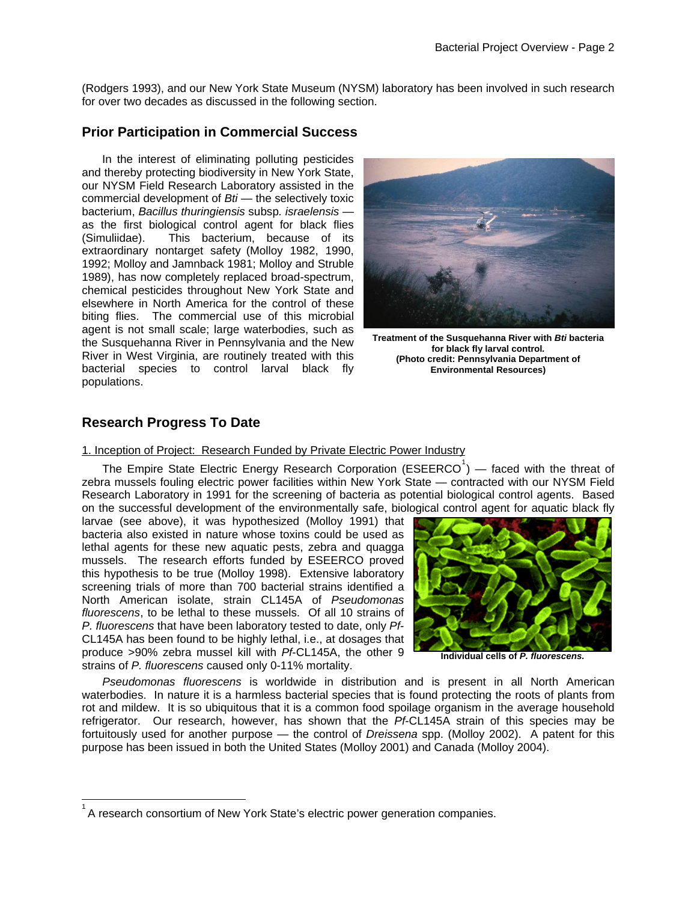(Rodgers 1993), and our New York State Museum (NYSM) laboratory has been involved in such research for over two decades as discussed in the following section.

## Prior Participation in Commercial Success

In the interest of eliminating polluting pesticides and thereby protecting biodiversity in New York State, our NYSM Field Research Laboratory assisted in the commercial development of *Bti* — the selectively toxic bacterium, *Bacillus thuringiensis* subsp. *israelensis* — as the first biological control agent for black flies (Simuliidae). This bacterium, because of its extraordinary nontarget safety (Molloy 1982, 1990, 1992; Molloy and Jamnback 1981; Molloy and Struble 1989), has now completely replaced broad-spectrum, chemical pesticides throughout New York State and elsewhere in North America for the control of these biting flies. The commercial use of this microbial agent is not small scale; large waterbodies, such as the Susquehanna River in Pennsylvania and the New River in West Virginia, are routinely treated with this bacterial species to control larval black fly populations.

**Treatment of the Susquehanna River with *Bti* bacteria for black fly larval control. (Photo credit: Pennsylvania Department of Environmental Resources)**

## Research Progress To Date

1. Inception of Project: Research Funded by Private Electric Power Industry

The Empire State Electric Energy Research Corporation (ESEERCO[1]) — faced with the threat of zebra mussels fouling electric power facilities within New York State — contracted with our NYSM Field Research Laboratory in 1991 for the screening of bacteria as potential biological control agents. Based on the successful development of the environmentally safe, biological control agent for aquatic black fly larvae (see above), it was hypothesized (Molloy 1991) that bacteria also existed in nature whose toxins could be used as lethal agents for these new aquatic pests, zebra and quagga mussels. The research efforts funded by ESEERCO proved this hypothesis to be true (Molloy 1998). Extensive laboratory screening trials of more than 700 bacterial strains identified a North American isolate, strain CL145A of *Pseudomonas fluorescens*, to be lethal to these mussels. Of all 10 strains of *P. fluorescens* that have been laboratory tested to date, only *Pf*-CL145A has been found to be highly lethal, i.e., at dosages that produce >90% zebra mussel kill with *Pf*-CL145A, the other 9 strains of *P. fluorescens* caused only 0-11% mortality.

**Individual cells of *P. fluorescens.***

*Pseudomonas fluorescens* is worldwide in distribution and is present in all North American waterbodies. In nature it is a harmless bacterial species that is found protecting the roots of plants from rot and mildew. It is so ubiquitous that it is a common food spoilage organism in the average household refrigerator. Our research, however, has shown that the *Pf*-CL145A strain of this species may be fortuitously used for another purpose — the control of *Dreissena* spp. (Molloy 2002). A patent for this purpose has been issued in both the United States (Molloy 2001) and Canada (Molloy 2004).

[1] A research consortium of New York State's electric power generation companies.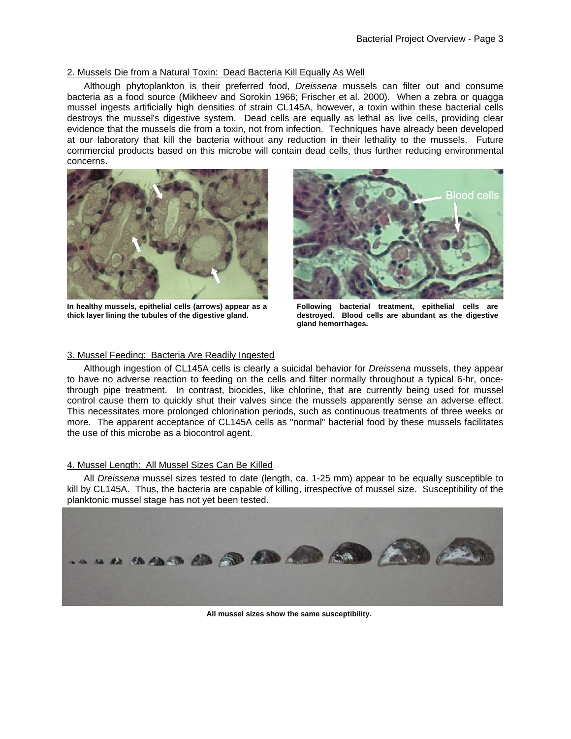## 2. Mussels Die from a Natural Toxin: Dead Bacteria Kill Equally As Well

Although phytoplankton is their preferred food, *Dreissena* mussels can filter out and consume bacteria as a food source (Mikheev and Sorokin 1966; Frischer et al. 2000). When a zebra or quagga mussel ingests artificially high densities of strain CL145A, however, a toxin within these bacterial cells destroys the mussel's digestive system. Dead cells are equally as lethal as live cells, providing clear evidence that the mussels die from a toxin, not from infection. Techniques have already been developed at our laboratory that kill the bacteria without any reduction in their lethality to the mussels. Future commercial products based on this microbe will contain dead cells, thus further reducing environmental concerns.

**In healthy mussels, epithelial cells (arrows) appear as a thick layer lining the tubules of the digestive gland.**

Blood cells

**Following bacterial treatment, epithelial cells are destroyed. Blood cells are abundant as the digestive gland hemorrhages.**

## 3. Mussel Feeding: Bacteria Are Readily Ingested

Although ingestion of CL145A cells is clearly a suicidal behavior for *Dreissena* mussels, they appear to have no adverse reaction to feeding on the cells and filter normally throughout a typical 6-hr, once-through pipe treatment. In contrast, biocides, like chlorine, that are currently being used for mussel control cause them to quickly shut their valves since the mussels apparently sense an adverse effect. This necessitates more prolonged chlorination periods, such as continuous treatments of three weeks or more. The apparent acceptance of CL145A cells as "normal" bacterial food by these mussels facilitates the use of this microbe as a biocontrol agent.

## 4. Mussel Length: All Mussel Sizes Can Be Killed

All *Dreissena* mussel sizes tested to date (length, ca. 1-25 mm) appear to be equally susceptible to kill by CL145A. Thus, the bacteria are capable of killing, irrespective of mussel size. Susceptibility of the planktonic mussel stage has not yet been tested.

**All mussel sizes show the same susceptibility.**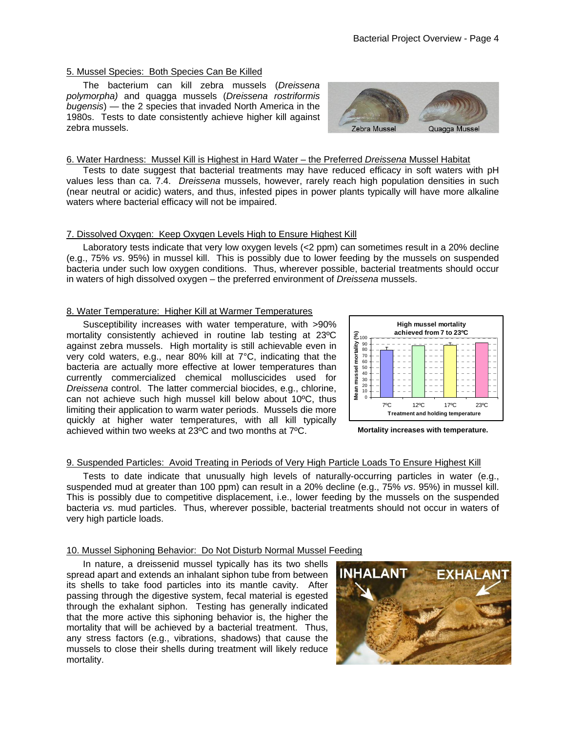## 5. Mussel Species: Both Species Can Be Killed

The bacterium can kill zebra mussels (*Dreissena polymorpha)* and quagga mussels (*Dreissena rostriformis bugensis*) — the 2 species that invaded North America in the 1980s. Tests to date consistently achieve higher kill against zebra mussels.

Zebra Mussel
Quagga Mussel

## 6. Water Hardness: Mussel Kill is Highest in Hard Water – the Preferred *Dreissena* Mussel Habitat

Tests to date suggest that bacterial treatments may have reduced efficacy in soft waters with pH values less than ca. 7.4. *Dreissena* mussels, however, rarely reach high population densities in such (near neutral or acidic) waters, and thus, infested pipes in power plants typically will have more alkaline waters where bacterial efficacy will not be impaired.

## 7. Dissolved Oxygen: Keep Oxygen Levels High to Ensure Highest Kill

Laboratory tests indicate that very low oxygen levels (<2 ppm) can sometimes result in a 20% decline (e.g., 75% *vs*. 95%) in mussel kill. This is possibly due to lower feeding by the mussels on suspended bacteria under such low oxygen conditions. Thus, wherever possible, bacterial treatments should occur in waters of high dissolved oxygen – the preferred environment of *Dreissena* mussels.

## 8. Water Temperature: Higher Kill at Warmer Temperatures

Susceptibility increases with water temperature, with >90% mortality consistently achieved in routine lab testing at 23ºC against zebra mussels. High mortality is still achievable even in very cold waters, e.g., near 80% kill at 7°C, indicating that the bacteria are actually more effective at lower temperatures than currently commercialized chemical molluscicides used for *Dreissena* control. The latter commercial biocides, e.g., chlorine, can not achieve such high mussel kill below about 10ºC, thus limiting their application to warm water periods. Mussels die more quickly at higher water temperatures, with all kill typically achieved within two weeks at 23ºC and two months at 7ºC.

High mussel mortality achieved from 7 to 23ºC

Mean mussel mortality (%)

0
10
20
30
40
50
60
70
80
90
100

7ºC
12ºC
17ºC
23ºC

Treatment and holding temperature

**Mortality increases with temperature.**

## 9. Suspended Particles: Avoid Treating in Periods of Very High Particle Loads To Ensure Highest Kill

Tests to date indicate that unusually high levels of naturally-occurring particles in water (e.g., suspended mud at greater than 100 ppm) can result in a 20% decline (e.g., 75% *vs*. 95%) in mussel kill. This is possibly due to competitive displacement, i.e., lower feeding by the mussels on the suspended bacteria *vs.* mud particles. Thus, wherever possible, bacterial treatments should not occur in waters of very high particle loads.

## 10. Mussel Siphoning Behavior: Do Not Disturb Normal Mussel Feeding

In nature, a dreissenid mussel typically has its two shells spread apart and extends an inhalant siphon tube from between its shells to take food particles into its mantle cavity. After passing through the digestive system, fecal material is egested through the exhalant siphon. Testing has generally indicated that the more active this siphoning behavior is, the higher the mortality that will be achieved by a bacterial treatment. Thus, any stress factors (e.g., vibrations, shadows) that cause the mussels to close their shells during treatment will likely reduce mortality.

INHALANT
EXHALANT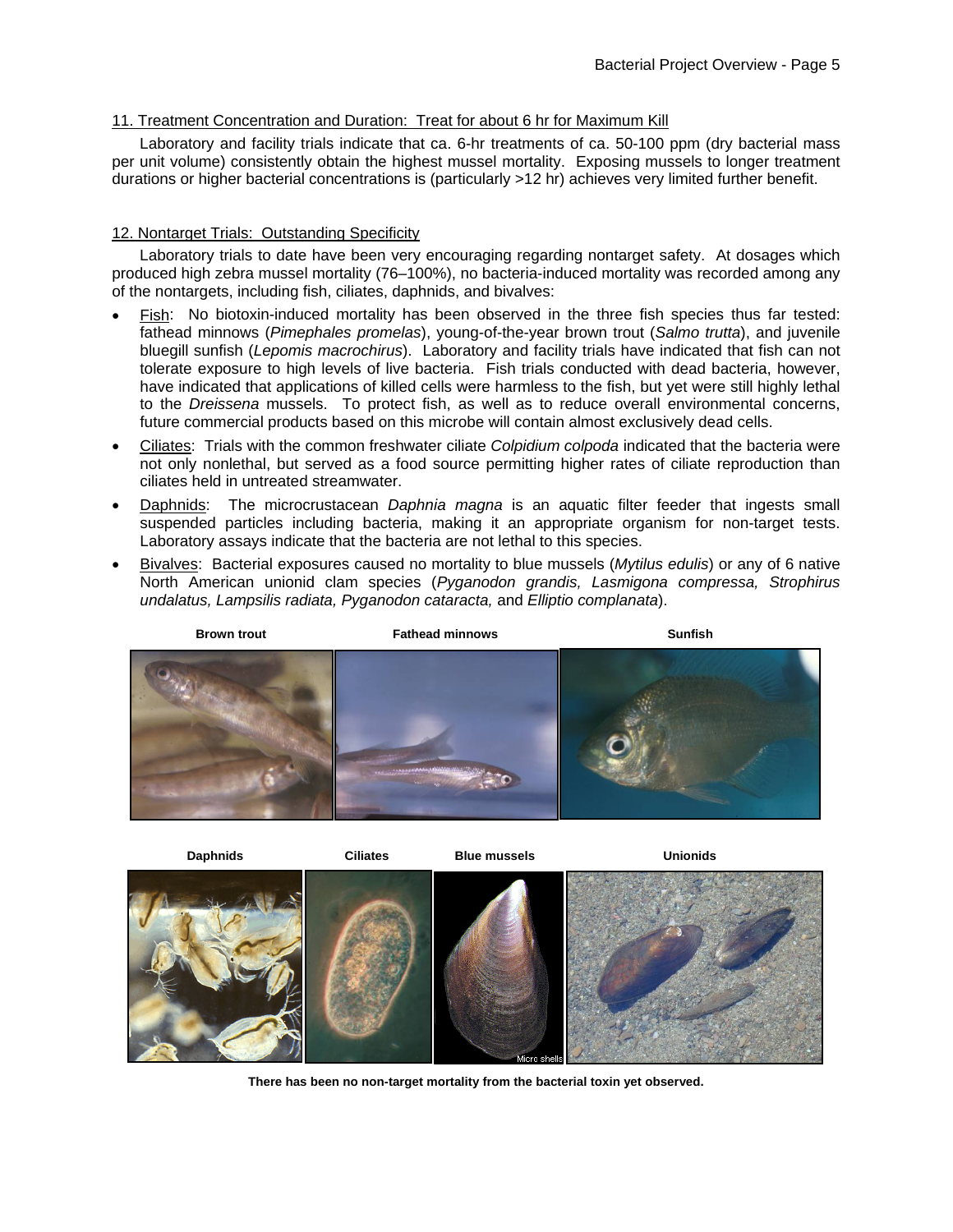## 11. Treatment Concentration and Duration: Treat for about 6 hr for Maximum Kill

Laboratory and facility trials indicate that ca. 6-hr treatments of ca. 50-100 ppm (dry bacterial mass per unit volume) consistently obtain the highest mussel mortality. Exposing mussels to longer treatment durations or higher bacterial concentrations is (particularly >12 hr) achieves very limited further benefit.

## 12. Nontarget Trials: Outstanding Specificity

Laboratory trials to date have been very encouraging regarding nontarget safety. At dosages which produced high zebra mussel mortality (76–100%), no bacteria-induced mortality was recorded among any of the nontargets, including fish, ciliates, daphnids, and bivalves:

- Fish: No biotoxin-induced mortality has been observed in the three fish species thus far tested: fathead minnows (*Pimephales promelas*), young-of-the-year brown trout (*Salmo trutta*), and juvenile bluegill sunfish (*Lepomis macrochirus*). Laboratory and facility trials have indicated that fish can not tolerate exposure to high levels of live bacteria. Fish trials conducted with dead bacteria, however, have indicated that applications of killed cells were harmless to the fish, but yet were still highly lethal to the *Dreissena* mussels. To protect fish, as well as to reduce overall environmental concerns, future commercial products based on this microbe will contain almost exclusively dead cells.
- Ciliates: Trials with the common freshwater ciliate *Colpidium colpoda* indicated that the bacteria were not only nonlethal, but served as a food source permitting higher rates of ciliate reproduction than ciliates held in untreated streamwater.
- Daphnids: The microcrustacean *Daphnia magna* is an aquatic filter feeder that ingests small suspended particles including bacteria, making it an appropriate organism for non-target tests. Laboratory assays indicate that the bacteria are not lethal to this species.
- Bivalves: Bacterial exposures caused no mortality to blue mussels (*Mytilus edulis*) or any of 6 native North American unionid clam species (*Pyganodon grandis, Lasmigona compressa, Strophirus undalatus, Lampsilis radiata, Pyganodon cataracta,* and *Elliptio complanata*).

**Brown trout** **Fathead minnows** **Sunfish**

**Daphnids** **Ciliates** **Blue mussels** **Unionids**

**There has been no non-target mortality from the bacterial toxin yet observed.**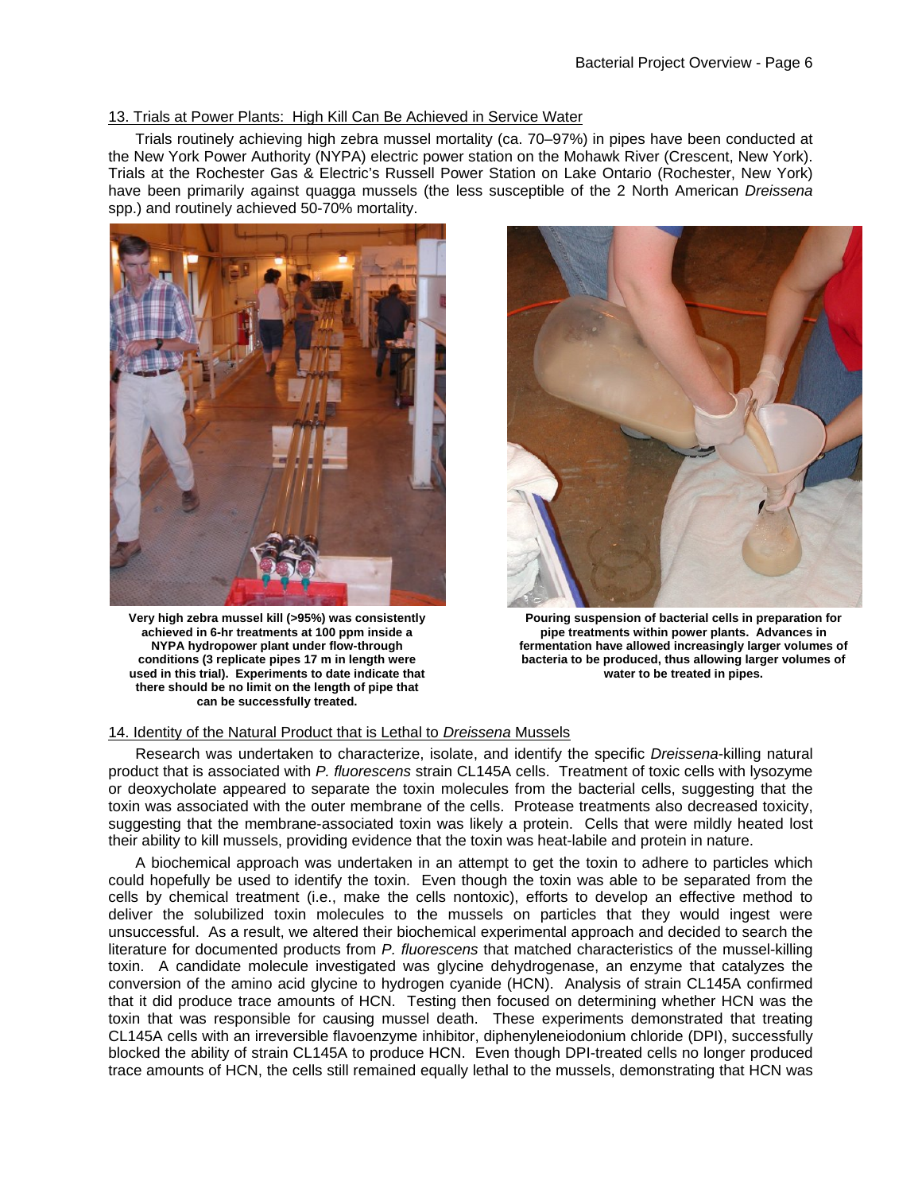## 13. Trials at Power Plants: High Kill Can Be Achieved in Service Water

Trials routinely achieving high zebra mussel mortality (ca. 70–97%) in pipes have been conducted at the New York Power Authority (NYPA) electric power station on the Mohawk River (Crescent, New York). Trials at the Rochester Gas & Electric's Russell Power Station on Lake Ontario (Rochester, New York) have been primarily against quagga mussels (the less susceptible of the 2 North American *Dreissena* spp.) and routinely achieved 50-70% mortality.

**Very high zebra mussel kill (>95%) was consistently achieved in 6-hr treatments at 100 ppm inside a NYPA hydropower plant under flow-through conditions (3 replicate pipes 17 m in length were used in this trial). Experiments to date indicate that there should be no limit on the length of pipe that can be successfully treated.**

**Pouring suspension of bacterial cells in preparation for pipe treatments within power plants. Advances in fermentation have allowed increasingly larger volumes of bacteria to be produced, thus allowing larger volumes of water to be treated in pipes.**

## 14. Identity of the Natural Product that is Lethal to *Dreissena* Mussels

Research was undertaken to characterize, isolate, and identify the specific *Dreissena*-killing natural product that is associated with *P. fluorescens* strain CL145A cells. Treatment of toxic cells with lysozyme or deoxycholate appeared to separate the toxin molecules from the bacterial cells, suggesting that the toxin was associated with the outer membrane of the cells. Protease treatments also decreased toxicity, suggesting that the membrane-associated toxin was likely a protein. Cells that were mildly heated lost their ability to kill mussels, providing evidence that the toxin was heat-labile and protein in nature.

A biochemical approach was undertaken in an attempt to get the toxin to adhere to particles which could hopefully be used to identify the toxin. Even though the toxin was able to be separated from the cells by chemical treatment (i.e., make the cells nontoxic), efforts to develop an effective method to deliver the solubilized toxin molecules to the mussels on particles that they would ingest were unsuccessful. As a result, we altered their biochemical experimental approach and decided to search the literature for documented products from *P. fluorescens* that matched characteristics of the mussel-killing toxin. A candidate molecule investigated was glycine dehydrogenase, an enzyme that catalyzes the conversion of the amino acid glycine to hydrogen cyanide (HCN). Analysis of strain CL145A confirmed that it did produce trace amounts of HCN. Testing then focused on determining whether HCN was the toxin that was responsible for causing mussel death. These experiments demonstrated that treating CL145A cells with an irreversible flavoenzyme inhibitor, diphenyleneiodonium chloride (DPI), successfully blocked the ability of strain CL145A to produce HCN. Even though DPI-treated cells no longer produced trace amounts of HCN, the cells still remained equally lethal to the mussels, demonstrating that HCN was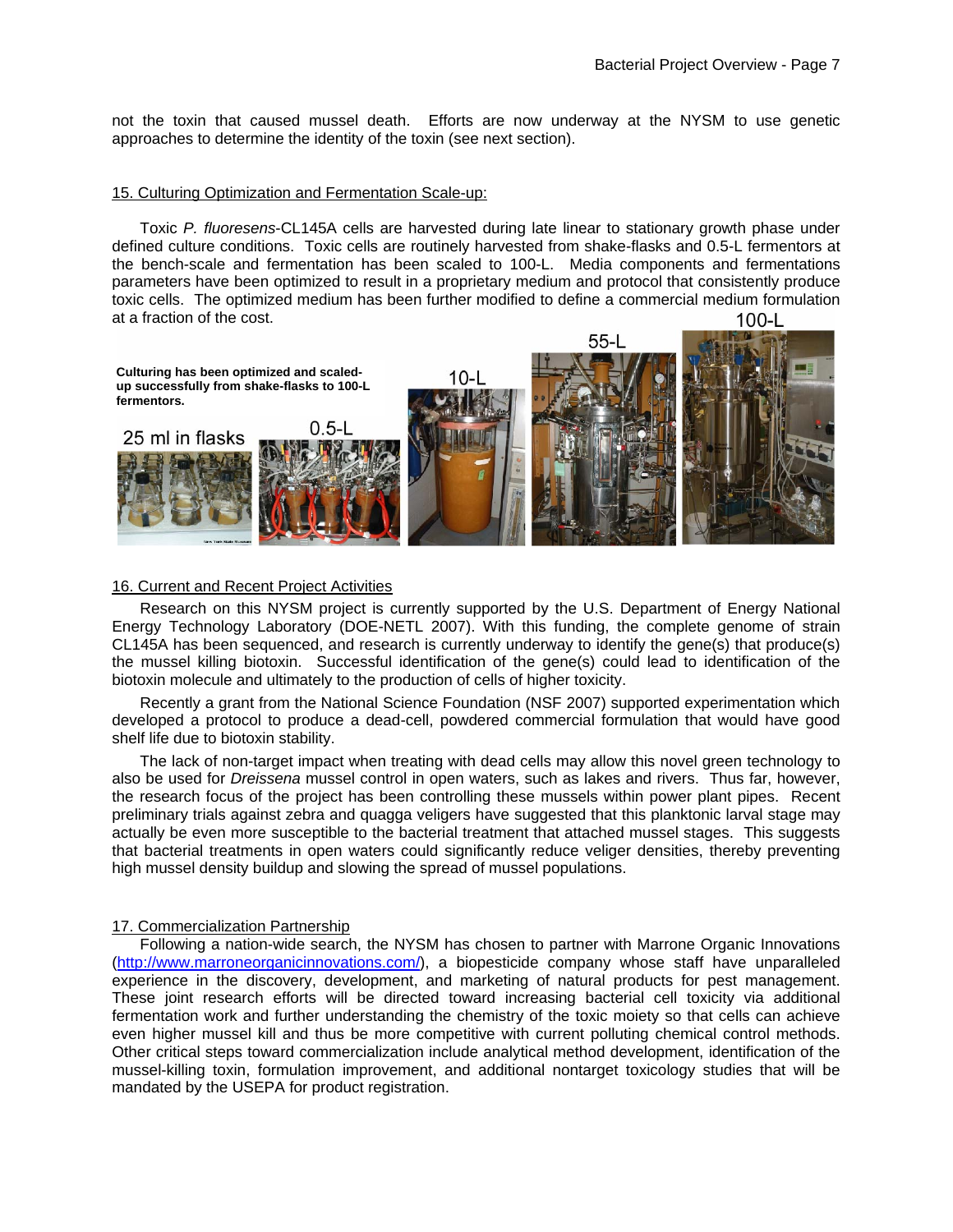not the toxin that caused mussel death. Efforts are now underway at the NYSM to use genetic approaches to determine the identity of the toxin (see next section).

## 15. Culturing Optimization and Fermentation Scale-up:

Toxic *P. fluoresens*-CL145A cells are harvested during late linear to stationary growth phase under defined culture conditions. Toxic cells are routinely harvested from shake-flasks and 0.5-L fermentors at the bench-scale and fermentation has been scaled to 100-L. Media components and fermentations parameters have been optimized to result in a proprietary medium and protocol that consistently produce toxic cells. The optimized medium has further modified to define a commercial medium formulation at a fraction of the cost.

**Culturing has been optimized and scaled-up successfully from shake-flasks to 100-L fermentors.**

25 ml in flasks

0.5-L

10-L

55-L

100-L

## 16. Current and Recent Project Activities

Research on this NYSM project is currently supported by the U.S. Department of Energy National Energy Technology Laboratory (DOE-NETL 2007). With this funding, the complete genome of strain CL145A has been sequenced, and research is currently underway to identify the gene(s) that produce(s) the mussel killing biotoxin. Successful identification of the gene(s) could lead to identification of the biotoxin molecule and ultimately to the production of cells of higher toxicity.

Recently a grant from the National Science Foundation (NSF 2007) supported experimentation which developed a protocol to produce a dead-cell, powdered commercial formulation that would have good shelf life due to biotoxin stability.

The lack of non-target impact when treating with dead cells may allow this novel green technology to also be used for *Dreissena* mussel control in open waters, such as lakes and rivers. Thus far, however, the research focus of the project has been controlling these mussels within power plant pipes. Recent preliminary trials against zebra and quagga veligers have suggested that this planktonic larval stage may actually be even more susceptible to the bacterial treatment that attached mussel stages. This suggests that bacterial treatments in open waters could significantly reduce veliger densities, thereby preventing high mussel density buildup and slowing the spread of mussel populations.

## 17. Commercialization Partnership

Following a nation-wide search, the NYSM has chosen to partner with Marrone Organic Innovations (http://www.marroneorganicinnovations.com/), a biopesticide company whose staff have unparalleled experience in the discovery, development, and marketing of natural products for pest management. These joint research efforts will be directed toward increasing bacterial cell toxicity via additional fermentation work and further understanding the chemistry of the toxic moiety so that cells can achieve even higher mussel kill and thus be more competitive with current polluting chemical control methods. Other critical steps toward commercialization include analytical method development, identification of the mussel-killing toxin, formulation improvement, and additional nontarget toxicology studies that will be mandated by the USEPA for product registration.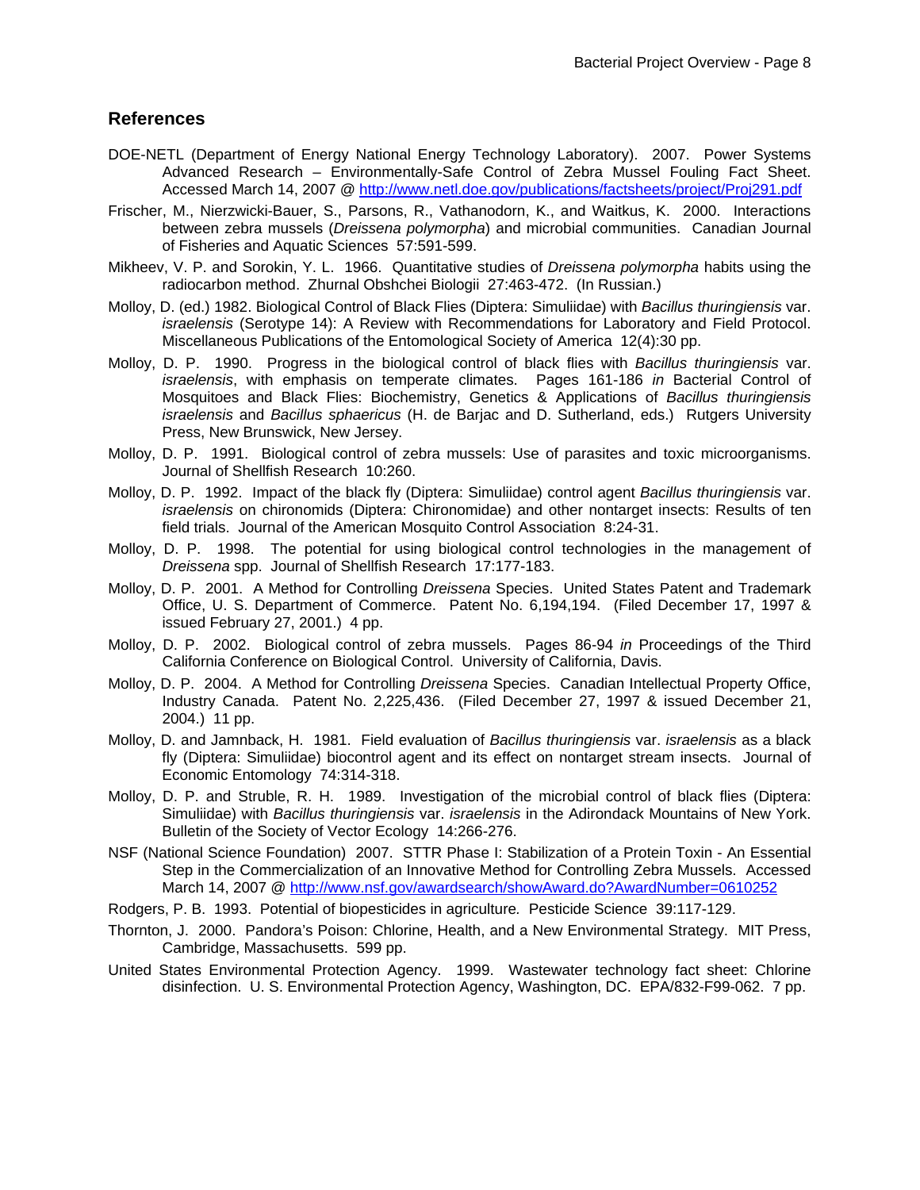## References

DOE-NETL (Department of Energy National Energy Technology Laboratory). 2007. Power Systems Advanced Research – Environmentally-Safe Control of Zebra Mussel Fouling Fact Sheet. Accessed March 14, 2007 @ http://www.netl.doe.gov/publications/factsheets/project/Proj291.pdf

Frischer, M., Nierzwicki-Bauer, S., Parsons, R., Vathanodorn, K., and Waitkus, K. 2000. Interactions between zebra mussels (*Dreissena polymorpha*) and microbial communities. Canadian Journal of Fisheries and Aquatic Sciences 57:591-599.

Mikheev, V. P. and Sorokin, Y. L. 1966. Quantitative studies of *Dreissena polymorpha* habits using the radiocarbon method. Zhurnal Obshchei Biologii 27:463-472. (In Russian.)

Molloy, D. (ed.) 1982. Biological Control of Black Flies (Diptera: Simuliidae) with *Bacillus thuringiensis* var. *israelensis* (Serotype 14): A Review with Recommendations for Laboratory and Field Protocol. Miscellaneous Publications of the Entomological Society of America 12(4):30 pp.

Molloy, D. P. 1990. Progress in the biological control of black flies with *Bacillus thuringiensis* var. *israelensis*, with emphasis on temperate climates. Pages 161-186 *in* Bacterial Control of Mosquitoes and Black Flies: Biochemistry, Genetics & Applications of *Bacillus thuringiensis israelensis* and *Bacillus sphaericus* (H. de Barjac and D. Sutherland, eds.) Rutgers University Press, New Brunswick, New Jersey.

Molloy, D. P. 1991. Biological control of zebra mussels: Use of parasites and toxic microorganisms. Journal of Shellfish Research 10:260.

Molloy, D. P. 1992. Impact of the black fly (Diptera: Simuliidae) control agent *Bacillus thuringiensis* var. *israelensis* on chironomids (Diptera: Chironomidae) and other nontarget insects: Results of ten field trials. Journal of the American Mosquito Control Association 8:24-31.

Molloy, D. P. 1998. The potential for using biological control technologies in the management of *Dreissena* spp. Journal of Shellfish Research 17:177-183.

Molloy, D. P. 2001. A Method for Controlling *Dreissena* Species. United States Patent and Trademark Office, U. S. Department of Commerce. Patent No. 6,194,194. (Filed December 17, 1997 & issued February 27, 2001.) 4 pp.

Molloy, D. P. 2002. Biological control of zebra mussels. Pages 86-94 *in* Proceedings of the Third California Conference on Biological Control. University of California, Davis.

Molloy, D. P. 2004. A Method for Controlling *Dreissena* Species. Canadian Intellectual Property Office, Industry Canada. Patent No. 2,225,436. (Filed December 27, 1997 & issued December 21, 2004.) 11 pp.

Molloy, D. and Jamnback, H. 1981. Field evaluation of *Bacillus thuringiensis* var. *israelensis* as a black fly (Diptera: Simuliidae) biocontrol agent and its effect on nontarget stream insects. Journal of Economic Entomology 74:314-318.

Molloy, D. P. and Struble, R. H. 1989. Investigation of the microbial control of black flies (Diptera: Simuliidae) with *Bacillus thuringiensis* var. *israelensis* in the Adirondack Mountains of New York. Bulletin of the Society of Vector Ecology 14:266-276.

NSF (National Science Foundation) 2007. STTR Phase I: Stabilization of a Protein Toxin - An Essential Step in the Commercialization of an Innovative Method for Controlling Zebra Mussels. Accessed March 14, 2007 @ http://www.nsf.gov/awardsearch/showAward.do?AwardNumber=0610252

Rodgers, P. B. 1993. Potential of biopesticides in agriculture*.* Pesticide Science 39:117-129.

Thornton, J. 2000. Pandora's Poison: Chlorine, Health, and a New Environmental Strategy. MIT Press, Cambridge, Massachusetts. 599 pp.

United States Environmental Protection Agency. 1999. Wastewater technology fact sheet: Chlorine disinfection. U. S. Environmental Protection Agency, Washington, DC. EPA/832-F99-062. 7 pp.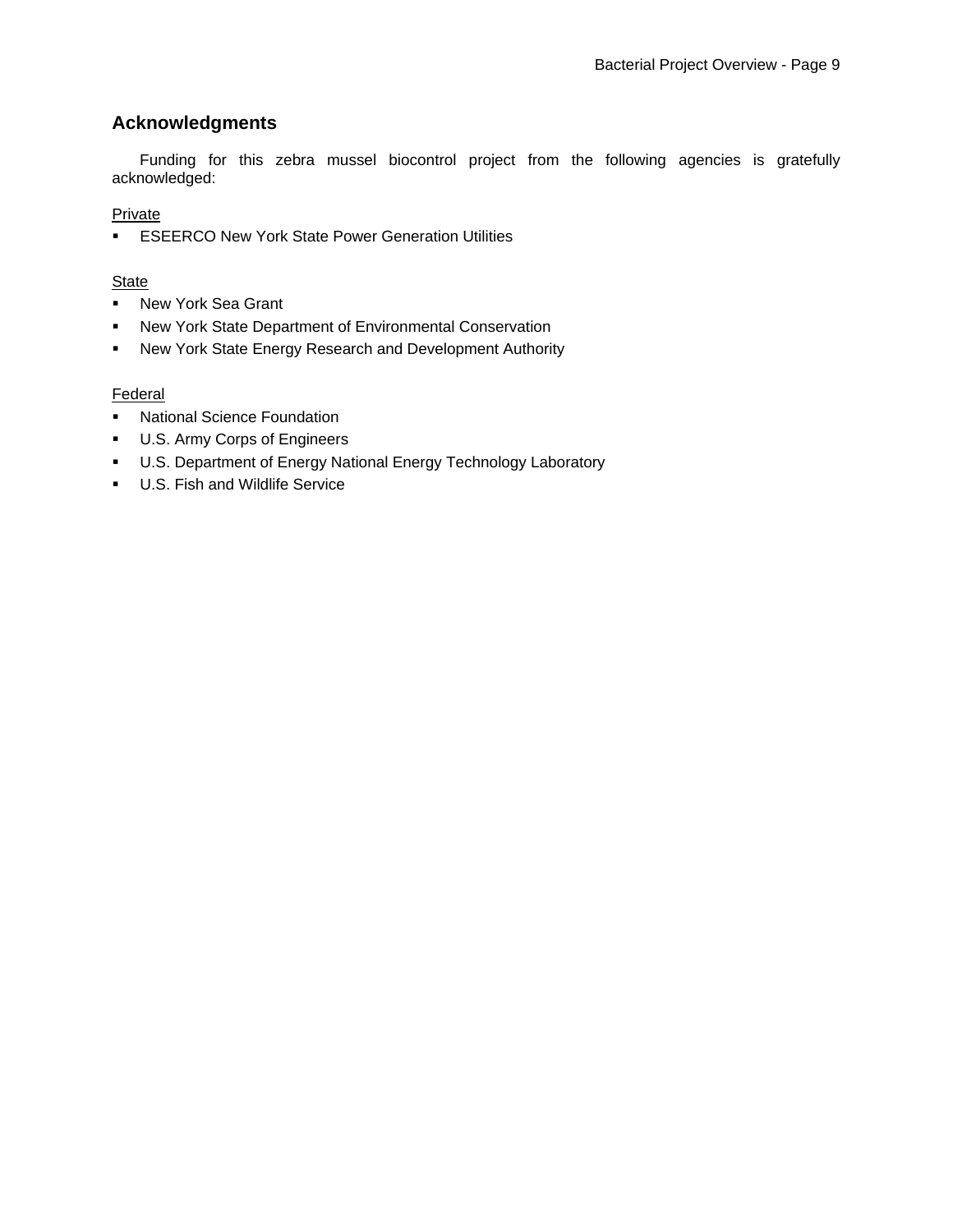## Acknowledgments

Funding for this zebra mussel biocontrol project from the following agencies is gratefully acknowledged:

Private

- ESEERCO New York State Power Generation Utilities

State

- New York Sea Grant
- New York State Department of Environmental Conservation
- New York State Energy Research and Development Authority

Federal

- National Science Foundation
- U.S. Army Corps of Engineers
- U.S. Department of Energy National Energy Technology Laboratory
- U.S. Fish and Wildlife Service